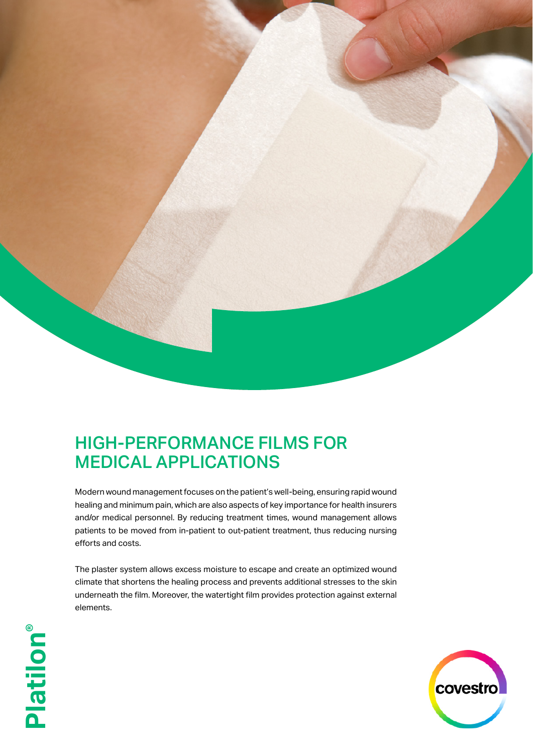# HIGH-PERFORMANCE FILMS FOR MEDICAL APPLICATIONS

Modern wound management focuses on the patient's well-being, ensuring rapid wound healing and minimum pain, which are also aspects of key importance for health insurers and/or medical personnel. By reducing treatment times, wound management allows patients to be moved from in-patient to out-patient treatment, thus reducing nursing efforts and costs.

The plaster system allows excess moisture to escape and create an optimized wound climate that shortens the healing process and prevents additional stresses to the skin underneath the film. Moreover, the watertight film provides protection against external elements.

Platilon®

covestro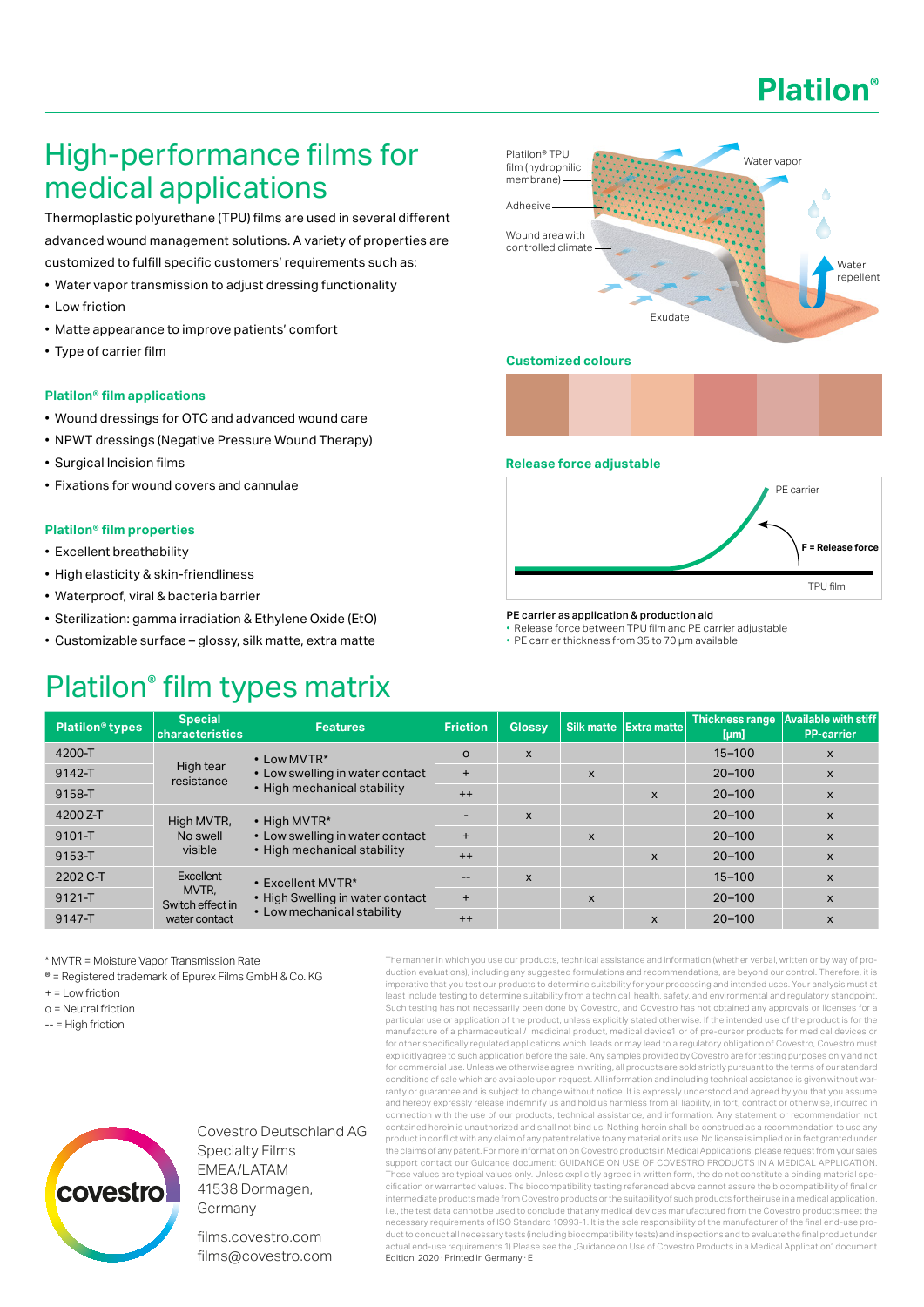# High-performance films for medical applications

Thermoplastic polyurethane (TPU) films are used in several different advanced wound management solutions. A variety of properties are customized to fulfill specific customers' requirements such as:

- Water vapor transmission to adjust dressing functionality
- Low friction
- Matte appearance to improve patients' comfort
- Type of carrier film

### Platilon® film applications

- Wound dressings for OTC and advanced wound care
- NPWT dressings (Negative Pressure Wound Therapy)
- Surgical Incision films
- Fixations for wound covers and cannulae

### Platilon® film properties

- Excellent breathability
- High elasticity & skin-friendliness
- Waterproof, viral & bacteria barrier
- Sterilization: gamma irradiation & Ethylene Oxide (EtO)
- Customizable surface – glossy, silk matte, extra matte

Platilon® TPU film (hydrophilic membrane)
Adhesive
Wound area with controlled climate
Water vapor
Water repellent
Exudate

### Customized colours

### Release force adjustable

PE carrier
F = Release force
TPU film

**PE carrier as application & production aid**

- Release force between TPU film and PE carrier adjustable
- PE carrier thickness from 35 to 70 µm available

## Platilon® film types matrix

| Platilon® types | Special characteristics | Features | Friction | Glossy | Silk matte | Extra matte | Thickness range [µm] | Available with stiff PP-carrier |
|---|---|---|---|---|---|---|---|---|
| 4200-T | High tear resistance | • Low MVTR* • Low swelling in water contact • High mechanical stability | o | x | | | 15–100 | x |
| 9142-T | | | + | | x | | 20–100 | x |
| 9158-T | | | ++ | | | x | 20–100 | x |
| 4200 Z-T | High MVTR, No swell visible | • High MVTR* • Low swelling in water contact • High mechanical stability | - | x | | | 20–100 | x |
| 9101-T | | | + | | x | | 20–100 | x |
| 9153-T | | | ++ | | | x | 20–100 | x |
| 2202 C-T | Excellent MVTR, Switch effect in water contact | • Excellent MVTR* • High Swelling in water contact • Low mechanical stability | -- | x | | | 15–100 | x |
| 9121-T | | | + | | x | | 20–100 | x |
| 9147-T | | | ++ | | | x | 20–100 | x |

\* MVTR = Moisture Vapor Transmission Rate
® = Registered trademark of Epurex Films GmbH & Co. KG
\+ = Low friction
o = Neutral friction
-- = High friction

The manner in which you use our products, technical assistance and information (whether verbal, written or by way of production evaluations), including any suggested formulations and recommendations, are beyond our control. Therefore, it is imperative that you test our products to determine suitability for your processing and intended uses. Your analysis must at least include testing to determine suitability from a technical, health, safety, and environmental and regulatory standpoint. Such testing has not necessarily been done by Covestro, and Covestro has not obtained any approvals or licenses for a particular use or application of the product, unless explicitly stated otherwise. If the intended use of the product is for the manufacture of a pharmaceutical / medicinal product, medical device1 or of pre-cursor products for medical devices or for other specifically regulated applications which leads or may lead to a regulatory obligation of Covestro, Covestro must explicitly agree to such application before the sale. Any samples provided by Covestro are for testing purposes only and not for commercial use. Unless we otherwise agree in writing, all products are sold strictly pursuant to the terms of our standard conditions of sale which are available upon request. All information and including technical assistance is given without warranty or guarantee and is subject to change without notice. It is expressly understood and agreed by you that you assume and hereby expressly release indemnify us and hold us harmless from all liability, in tort, contract or otherwise, incurred in connection with the use of our products, technical assistance, and information. Any statement or recommendation not contained herein is unauthorized and shall not bind us. Nothing herein shall be construed as a recommendation to use any product in conflict with any claim of any patent relative to any material or its use. No license is implied or in fact granted under the claims of any patent. For more information on Covestro products in Medical Applications, please request from your sales support contact our Guidance document: GUIDANCE ON USE OF COVESTRO PRODUCTS IN A MEDICAL APPLICATION. These values are typical values only. Unless explicitly agreed in written form, the do not constitute a binding material specification or warranted values. The biocompatibility testing referenced above cannot assure the biocompatibility of final or intermediate products made from Covestro products or the suitability of such products for their use in a medical application, i.e., the test data cannot be used to conclude that any medical devices manufactured from the Covestro products meet the necessary requirements of ISO Standard 10993-1. It is the sole responsibility of the manufacturer of the final end-use product to conduct all necessary tests (including biocompatibility tests) and inspections and to evaluate the final product under actual end-use requirements.1) Please see the „Guidance on Use of Covestro Products in a Medical Application" document
Edition: 2020 · Printed in Germany · E

Covestro Deutschland AG
Specialty Films
EMEA/LATAM
41538 Dormagen,
Germany

films.covestro.com
films@covestro.com